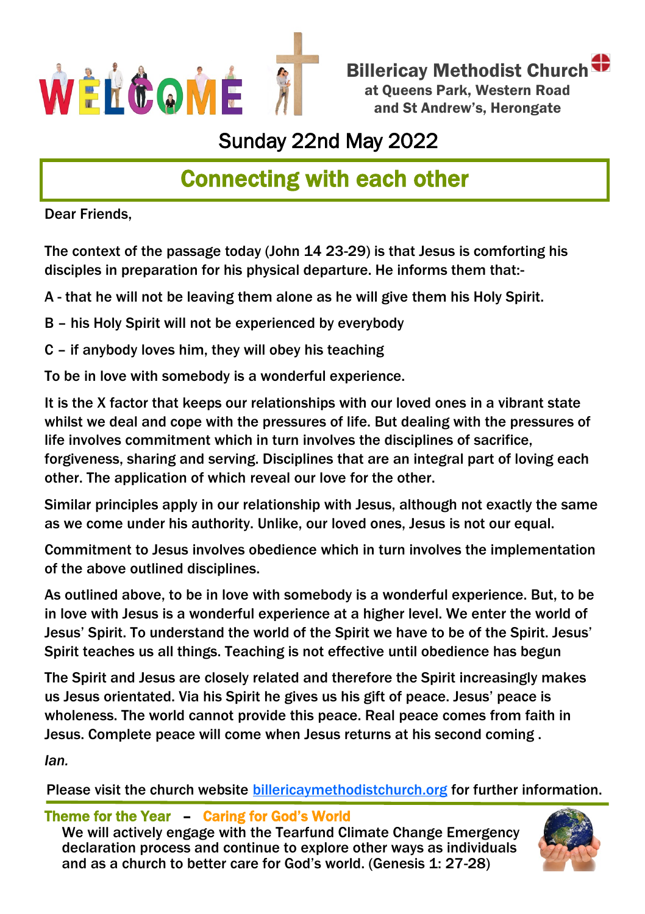WELCOME

# Billericay Methodist Church

**at Queens Park, Western Road and St Andrew's, Herongate**

## Sunday 22nd May 2022

## Connecting with each other

Dear Friends,

The context of the passage today (John 14 23-29) is that Jesus is comforting his disciples in preparation for his physical departure. He informs them that:-

A - that he will not be leaving them alone as he will give them his Holy Spirit.

B – his Holy Spirit will not be experienced by everybody

C – if anybody loves him, they will obey his teaching

To be in love with somebody is a wonderful experience.

It is the X factor that keeps our relationships with our loved ones in a vibrant state whilst we deal and cope with the pressures of life. But dealing with the pressures of life involves commitment which in turn involves the disciplines of sacrifice, forgiveness, sharing and serving. Disciplines that are an integral part of loving each other. The application of which reveal our love for the other.

Similar principles apply in our relationship with Jesus, although not exactly the same as we come under his authority. Unlike, our loved ones, Jesus is not our equal.

Commitment to Jesus involves obedience which in turn involves the implementation of the above outlined disciplines.

As outlined above, to be in love with somebody is a wonderful experience. But, to be in love with Jesus is a wonderful experience at a higher level. We enter the world of Jesus' Spirit. To understand the world of the Spirit we have to be of the Spirit. Jesus' Spirit teaches us all things. Teaching is not effective until obedience has begun

The Spirit and Jesus are closely related and therefore the Spirit increasingly makes us Jesus orientated. Via his Spirit he gives us his gift of peace. Jesus' peace is wholeness. The world cannot provide this peace. Real peace comes from faith in Jesus. Complete peace will come when Jesus returns at his second coming .

*Ian.*

Please visit the church website billericaymethodistchurch.org for further information.

**Theme for the Year – Caring for God's World**

We will actively engage with the Tearfund Climate Change Emergency declaration process and continue to explore other ways as individuals and as a church to better care for God's world. (Genesis 1: 27-28)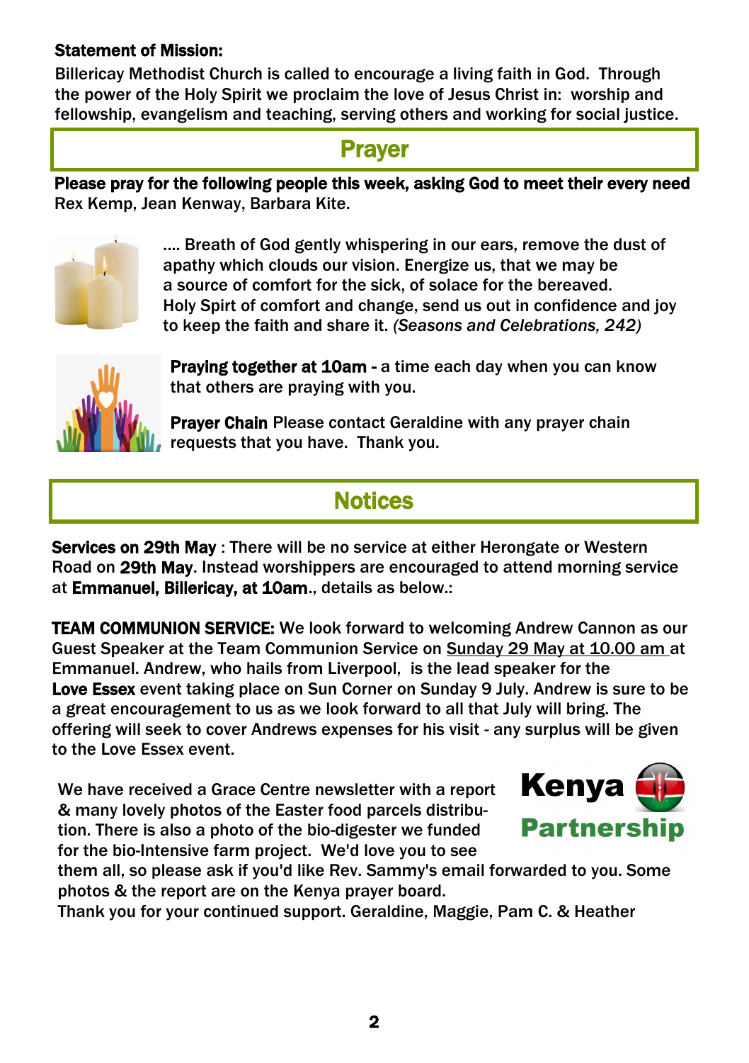**Statement of Mission:**

Billericay Methodist Church is called to encourage a living faith in God. Through the power of the Holy Spirit we proclaim the love of Jesus Christ in: worship and fellowship, evangelism and teaching, serving others and working for social justice.

## Prayer

**Please pray for the following people this week, asking God to meet their every need**
Rex Kemp, Jean Kenway, Barbara Kite.

.... Breath of God gently whispering in our ears, remove the dust of apathy which clouds our vision. Energize us, that we may be a source of comfort for the sick, of solace for the bereaved. Holy Spirt of comfort and change, send us out in confidence and joy to keep the faith and share it. *(Seasons and Celebrations, 242)*

**Praying together at 10am -** a time each day when you can know that others are praying with you.

**Prayer Chain** Please contact Geraldine with any prayer chain requests that you have. Thank you.

## Notices

**Services on 29th May** : There will be no service at either Herongate or Western Road on **29th May**. Instead worshippers are encouraged to attend morning service at **Emmanuel, Billericay, at 10am**., details as below.:

**TEAM COMMUNION SERVICE:** We look forward to welcoming Andrew Cannon as our Guest Speaker at the Team Communion Service on Sunday 29 May at 10.00 am at Emmanuel. Andrew, who hails from Liverpool, is the lead speaker for the **Love Essex** event taking place on Sun Corner on Sunday 9 July. Andrew is sure to be a great encouragement to us as we look forward to all that July will bring. The offering will seek to cover Andrews expenses for his visit - any surplus will be given to the Love Essex event.

**Kenya Partnership**

We have received a Grace Centre newsletter with a report & many lovely photos of the Easter food parcels distribution. There is also a photo of the bio-digester we funded for the bio-Intensive farm project. We'd love you to see them all, so please ask if you'd like Rev. Sammy's email forwarded to you. Some photos & the report are on the Kenya prayer board.
Thank you for your continued support. Geraldine, Maggie, Pam C. & Heather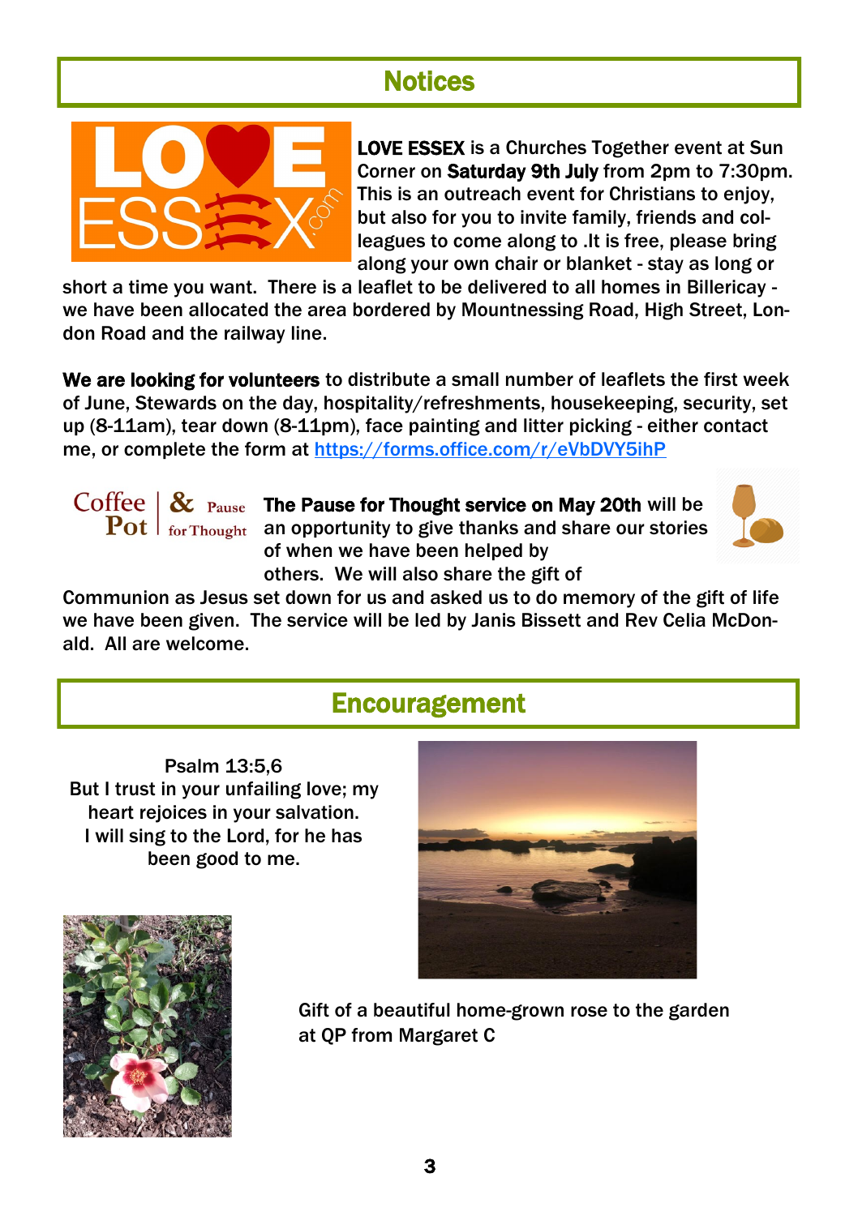## Notices

**LOVE ESSEX** is a Churches Together event at Sun Corner on **Saturday 9th July** from 2pm to 7:30pm. This is an outreach event for Christians to enjoy, but also for you to invite family, friends and colleagues to come along to .It is free, please bring along your own chair or blanket - stay as long or short a time you want. There is a leaflet to be delivered to all homes in Billericay - we have been allocated the area bordered by Mountnessing Road, High Street, London Road and the railway line.

**We are looking for volunteers** to distribute a small number of leaflets the first week of June, Stewards on the day, hospitality/refreshments, housekeeping, security, set up (8-11am), tear down (8-11pm), face painting and litter picking - either contact me, or complete the form at https://forms.office.com/r/eVbDVY5ihP

**The Pause for Thought service on May 20th** will be an opportunity to give thanks and share our stories of when we have been helped by others. We will also share the gift of Communion as Jesus set down for us and asked us to do memory of the gift of life we have been given. The service will be led by Janis Bissett and Rev Celia McDonald. All are welcome.

## Encouragement

Psalm 13:5,6
But I trust in your unfailing love; my heart rejoices in your salvation.
I will sing to the Lord, for he has been good to me.

Gift of a beautiful home-grown rose to the garden at QP from Margaret C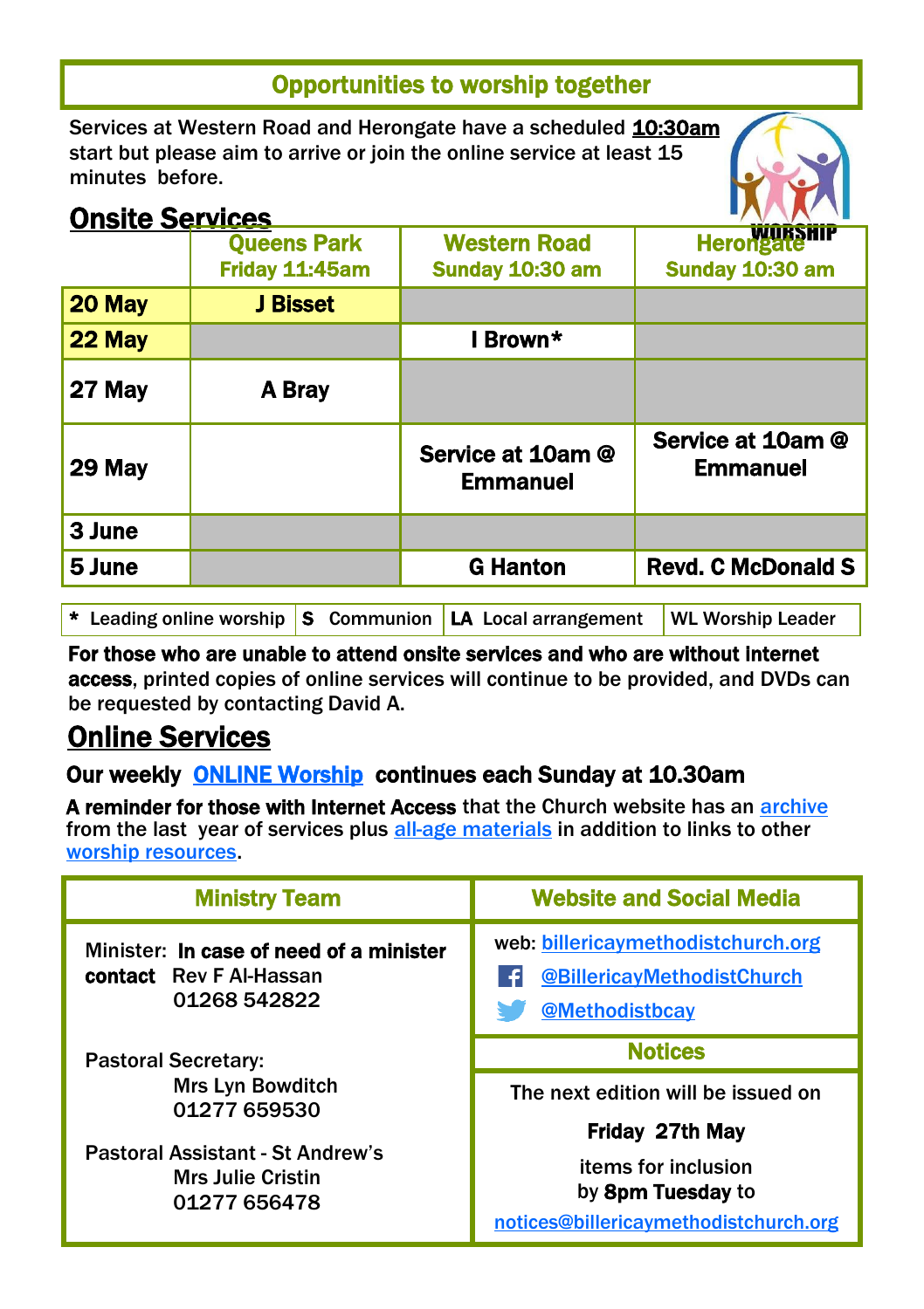## Opportunities to worship together

Services at Western Road and Herongate have a scheduled **10:30am** start but please aim to arrive or join the online service at least 15 minutes before.

## Onsite Services

| | Queens Park Friday 11:45am | Western Road Sunday 10:30 am | Herongate Sunday 10:30 am |
|---|---|---|---|
| **20 May** | **J Bisset** | | |
| **22 May** | | **I Brown*** | |
| **27 May** | **A Bray** | | |
| **29 May** | | **Service at 10am @ Emmanuel** | **Service at 10am @ Emmanuel** |
| **3 June** | | | |
| **5 June** | | **G Hanton** | **Revd. C McDonald S** |

| | | | |
|---|---|---|---|
| * Leading online worship | S Communion | LA Local arrangement | WL Worship Leader |

**For those who are unable to attend onsite services and who are without internet access**, printed copies of online services will continue to be provided, and DVDs can be requested by contacting David A.

## Online Services

**Our weekly ONLINE Worship continues each Sunday at 10.30am**

**A reminder for those with Internet Access** that the Church website has an archive from the last year of services plus all-age materials in addition to links to other worship resources.

### Ministry Team

Minister: **In case of need of a minister contact** Rev F Al-Hassan
01268 542822

Pastoral Secretary:
Mrs Lyn Bowditch
01277 659530

Pastoral Assistant - St Andrew's
Mrs Julie Cristin
01277 656478

### Website and Social Media

web: billericaymethodistchurch.org

@BillericayMethodistChurch

@Methodistbcay

### Notices

The next edition will be issued on

**Friday 27th May**

items for inclusion
by **8pm Tuesday** to
notices@billericaymethodistchurch.org